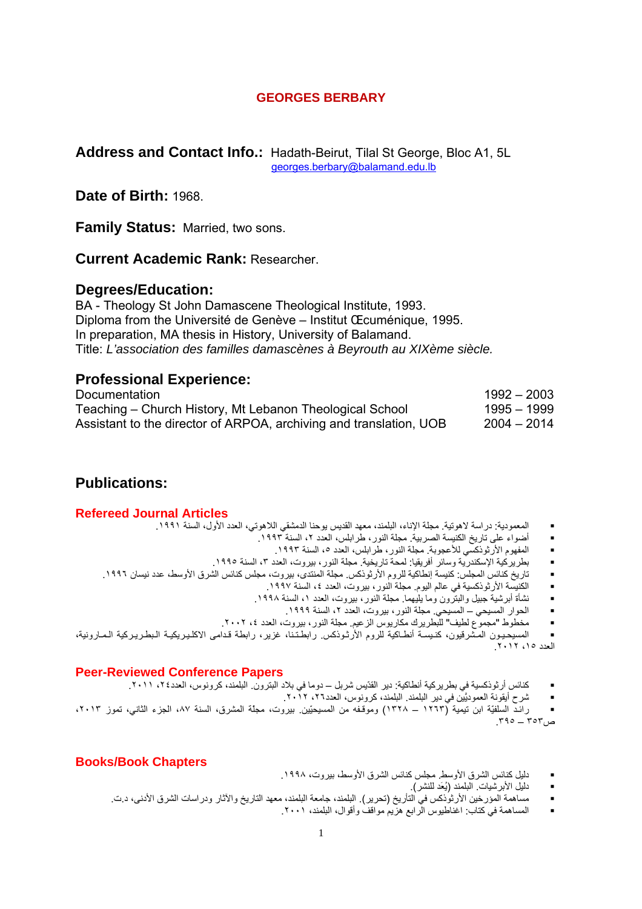# GEORGES BERBARY

**Address and Contact Info.:** Hadath-Beirut, Tilal St George, Bloc A1, 5L
georges.berbary@balamand.edu.lb

**Date of Birth:** 1968.

**Family Status:** Married, two sons.

**Current Academic Rank:** Researcher.

## Degrees/Education:

BA - Theology St John Damascene Theological Institute, 1993.
Diploma from the Université de Genève – Institut Œcuménique, 1995.
In preparation, MA thesis in History, University of Balamand.
Title: *L'association des familles damascènes à Beyrouth au XIXème siècle.*

## Professional Experience:

| | |
|---|---|
| Documentation | 1992 – 2003 |
| Teaching – Church History, Mt Lebanon Theological School | 1995 – 1999 |
| Assistant to the director of ARPOA, archiving and translation, UOB | 2004 – 2014 |

## Publications:

### Refereed Journal Articles

- المعمودية: دراسة لاهوتية. مجلة الإناء، البلمند، معهد القديس يوحنا الدمشقي اللاهوتي، العدد الأول، السنة ١٩٩١.
- أضواء على تاريخ الكنيسة الصربية. مجلة النور، طرابلس، العدد ٢، السنة ١٩٩٣.
- المفهوم الأرثوذكسي للأعجوبة. مجلة النور، طرابلس، العدد ٥، السنة ١٩٩٣.
- بطريركية الإسكندرية وسائر أفريقيا: لمحة تاريخية. مجلة النور، بيروت، العدد ٣، السنة ١٩٩٥.
- تاريخ كنائس المجلس: كنيسة إنطاكية للروم الأرثوذكس. مجلة المنتدى، بيروت، مجلس كنائس الشرق الأوسط، عدد نيسان ١٩٩٦.
- الكنيسة الأرثوذكسية في عالم اليوم. مجلة النور، بيروت، العدد ٤، السنة ١٩٩٧.
- نشأة أبرشية جبيل والبترون وما يليهما. مجلة النور، بيروت، العدد ١، السنة ١٩٩٨.
- الحوار المسيحي – المسيحي. مجلة النور، بيروت، العدد ٢، السنة ١٩٩٩.
- مخطوط "مجموع لطيف" للبطريرك مكاريوس الزعيم. مجلة النور، بيروت، العدد ٤، ٢٠٠٢.
- المسيحيون المشرقيون، كنيسة أنطاكية للروم الأرثوذكس. رابطتنا، غزير، رابطة قدامى الاكليريكية البطريركية المارونية، العدد ١٥، ٢٠١٢.

### Peer-Reviewed Conference Papers

- كنائس أرثوذكسية في بطريركية أنطاكية: دير القدّيس شربل – دوما في بلاد البترون. البلمند، كرونوس، العدد٢٤، ٢٠١١.
- شرح أيقونة العموديّين في دير البلمند. البلمند، كرونوس، العدد٢٦، ٢٠١٢.
- رائد السلفيّة ابن تيمية (١٢٦٣ – ١٣٢٨) وموقفه من المسيحيّين. بيروت، مجلّة المشرق، السنة ٨٧، الجزء الثاني، تموز ٢٠١٣، ص٣٥٣ – ٣٩٥.

### Books/Book Chapters

- دليل كنائس الشرق الأوسط. مجلس كنائس الشرق الأوسط. بيروت، ١٩٩٨.
- دليل الأبرشيات. البلمند (يُعَد للنشر).
- مساهمة المؤرخين الأرثوذكس في التأريخ (تحرير). البلمند، جامعة البلمند، معهد التاريخ والآثار ودراسات الشرق الأدنى، د.ت.
- المساهمة في كتاب: اغناطيوس الرابع هزيم مواقف وأقوال، البلمند، ٢٠٠١.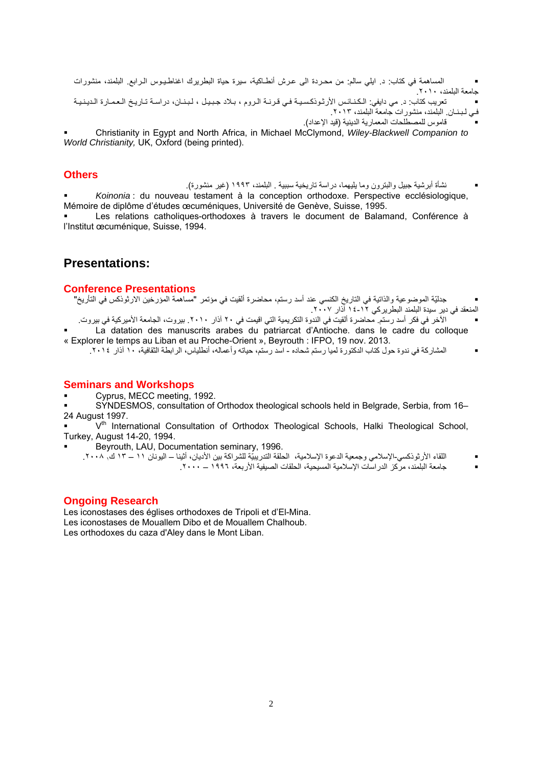- المساهمة في كتاب: د. ايلي سالم: من محردة الى عرش أنطاكية، سيرة حياة البطريرك اغناطيوس الرابع. البلمند، منشورات جامعة البلمند، ٢٠١٠.
- تعريب كتاب: د. مي دايفي: الكنائس الأرثوذكسية في قرنة الروم ، بلاد جبيل ، لبنان، دراسة تاريخ العمارة الدينية في لبنان. البلمند، منشورات جامعة البلمند، ٢٠١٣.
- قاموس للمصطلحات المعمارية الدينية (قيد الإعداد).
- Christianity in Egypt and North Africa, in Michael McClymond, *Wiley-Blackwell Companion to World Christianity,* UK, Oxford (being printed).

## Others

- نشأة أبرشية جبيل والبترون وما يليهما، دراسة تاريخية سببية . البلمند، ١٩٩٣ (غير منشورة).
- *Koinonia* : du nouveau testament à la conception orthodoxe. Perspective ecclésiologique, Mémoire de diplôme d'études œcuméniques, Université de Genève, Suisse, 1995.
- Les relations catholiques-orthodoxes à travers le document de Balamand, Conférence à l'Institut œcuménique, Suisse, 1994.

# Presentations:

## Conference Presentations

- جدليّة الموضوعية والذاتية في التاريخ الكنسي عند أسد رستم، محاضرة ألقيت في مؤتمر "مساهمة المؤرخين الارثوذكس في التأريخ" المنعقد في دير سيدة البلمند البطريركي ١٢-١٤ آذار ٢٠٠٧.
- الآخر في فكر أسد رستم. محاضرة ألقيت في الندوة التكريمية التي اقيمت في ٢٠ آذار ٢٠١٠. بيروت، الجامعة الأميركية في بيروت.
- La datation des manuscrits arabes du patriarcat d'Antioche. dans le cadre du colloque « Explorer le temps au Liban et au Proche-Orient », Beyrouth : IFPO, 19 nov. 2013.
- المشاركة في ندوة حول كتاب الدكتورة لميا رستم شحاده - اسد رستم، حياته وأعماله، أنطلياس، الرابطة الثقافية، ١٠ آذار ٢٠١٤.

## Seminars and Workshops

- Cyprus, MECC meeting, 1992.
- SYNDESMOS, consultation of Orthodox theological schools held in Belgrade, Serbia, from 16–24 August 1997.
- V^th International Consultation of Orthodox Theological Schools, Halki Theological School, Turkey, August 14-20, 1994.
- Beyrouth, LAU, Documentation seminary, 1996.
- اللقاء الأرثوذكسي-الإسلامي وجمعية الدعوة الإسلامية، الحلقة التدريبيّة للشراكة بين الأديان، أثينا – اليونان ١١ – ١٣ ك٢ ٢٠٠٨.
- جامعة البلمند، مركز الدراسات الإسلامية المسيحية، الحلقات الصيفية الأربعة، ١٩٩٦ – ٢٠٠٠.

## Ongoing Research

Les iconostases des églises orthodoxes de Tripoli et d'El-Mina.
Les iconostases de Mouallem Dibo et de Mouallem Chalhoub.
Les orthodoxes du caza d'Aley dans le Mont Liban.